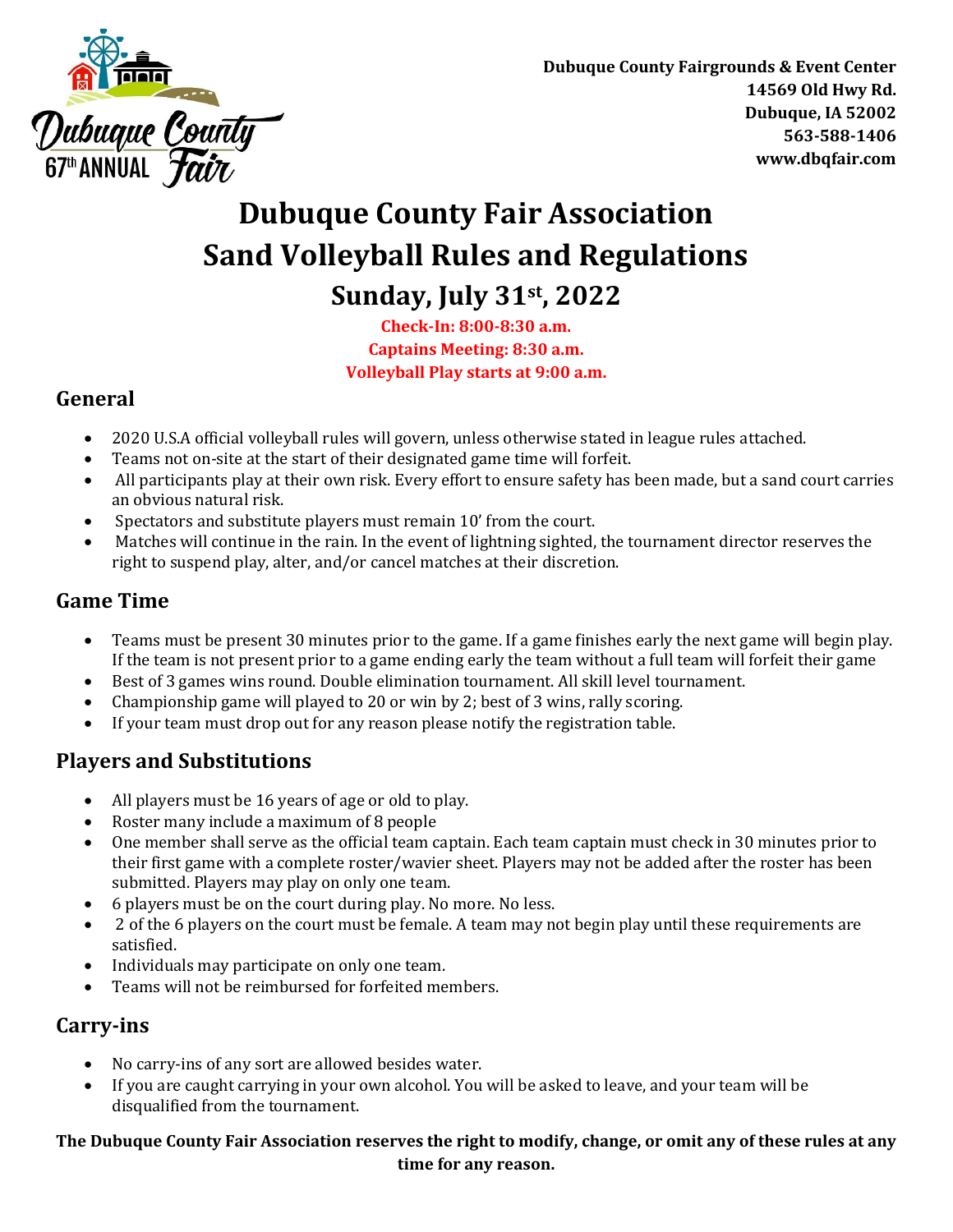Dubuque County Fairgrounds & Event Center
14569 Old Hwy Rd.
Dubuque, IA 52002
563-588-1406
www.dbqfair.com

# Dubuque County Fair Association
# Sand Volleyball Rules and Regulations
## Sunday, July 31st, 2022

**Check-In: 8:00-8:30 a.m.**
**Captains Meeting: 8:30 a.m.**
**Volleyball Play starts at 9:00 a.m.**

### General

- 2020 U.S.A official volleyball rules will govern, unless otherwise stated in league rules attached.
- Teams not on-site at the start of their designated game time will forfeit.
- All participants play at their own risk. Every effort to ensure safety has been made, but a sand court carries an obvious natural risk.
- Spectators and substitute players must remain 10' from the court.
- Matches will continue in the rain. In the event of lightning sighted, the tournament director reserves the right to suspend play, alter, and/or cancel matches at their discretion.

### Game Time

- Teams must be present 30 minutes prior to the game. If a game finishes early the next game will begin play. If the team is not present prior to a game ending early the team without a full team will forfeit their game
- Best of 3 games wins round. Double elimination tournament. All skill level tournament.
- Championship game will played to 20 or win by 2; best of 3 wins, rally scoring.
- If your team must drop out for any reason please notify the registration table.

### Players and Substitutions

- All players must be 16 years of age or old to play.
- Roster many include a maximum of 8 people
- One member shall serve as the official team captain. Each team captain must check in 30 minutes prior to their first game with a complete roster/wavier sheet. Players may not be added after the roster has been submitted. Players may play on only one team.
- 6 players must be on the court during play. No more. No less.
- 2 of the 6 players on the court must be female. A team may not begin play until these requirements are satisfied.
- Individuals may participate on only one team.
- Teams will not be reimbursed for forfeited members.

### Carry-ins

- No carry-ins of any sort are allowed besides water.
- If you are caught carrying in your own alcohol. You will be asked to leave, and your team will be disqualified from the tournament.

**The Dubuque County Fair Association reserves the right to modify, change, or omit any of these rules at any time for any reason.**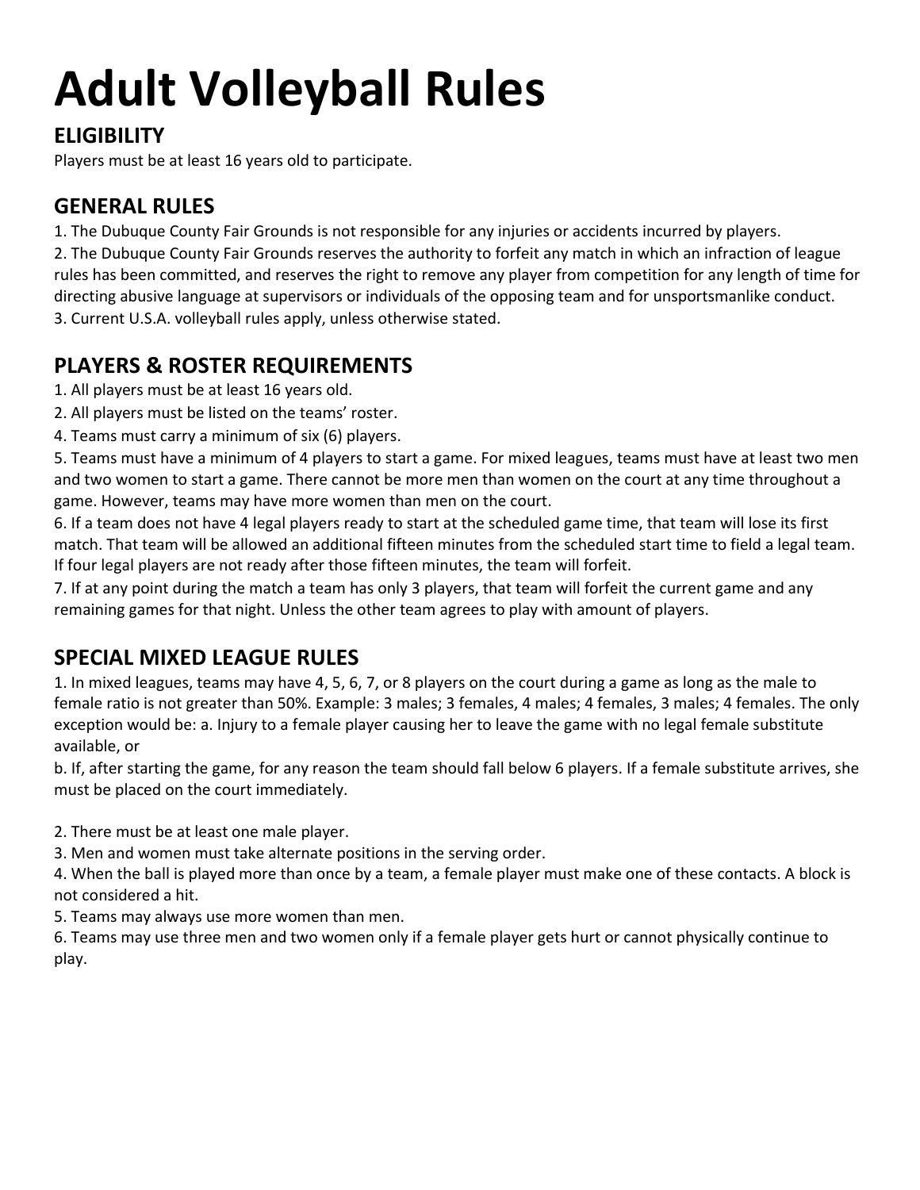# Adult Volleyball Rules

## ELIGIBILITY

Players must be at least 16 years old to participate.

## GENERAL RULES

1. The Dubuque County Fair Grounds is not responsible for any injuries or accidents incurred by players.
2. The Dubuque County Fair Grounds reserves the authority to forfeit any match in which an infraction of league rules has been committed, and reserves the right to remove any player from competition for any length of time for directing abusive language at supervisors or individuals of the opposing team and for unsportsmanlike conduct.
3. Current U.S.A. volleyball rules apply, unless otherwise stated.

## PLAYERS & ROSTER REQUIREMENTS

1. All players must be at least 16 years old.
2. All players must be listed on the teams' roster.
4. Teams must carry a minimum of six (6) players.
5. Teams must have a minimum of 4 players to start a game. For mixed leagues, teams must have at least two men and two women to start a game. There cannot be more men than women on the court at any time throughout a game. However, teams may have more women than men on the court.
6. If a team does not have 4 legal players ready to start at the scheduled game time, that team will lose its first match. That team will be allowed an additional fifteen minutes from the scheduled start time to field a legal team. If four legal players are not ready after those fifteen minutes, the team will forfeit.
7. If at any point during the match a team has only 3 players, that team will forfeit the current game and any remaining games for that night. Unless the other team agrees to play with amount of players.

## SPECIAL MIXED LEAGUE RULES

1. In mixed leagues, teams may have 4, 5, 6, 7, or 8 players on the court during a game as long as the male to female ratio is not greater than 50%. Example: 3 males; 3 females, 4 males; 4 females, 3 males; 4 females. The only exception would be: a. Injury to a female player causing her to leave the game with no legal female substitute available, or

   b. If, after starting the game, for any reason the team should fall below 6 players. If a female substitute arrives, she must be placed on the court immediately.

2. There must be at least one male player.
3. Men and women must take alternate positions in the serving order.
4. When the ball is played more than once by a team, a female player must make one of these contacts. A block is not considered a hit.
5. Teams may always use more women than men.
6. Teams may use three men and two women only if a female player gets hurt or cannot physically continue to play.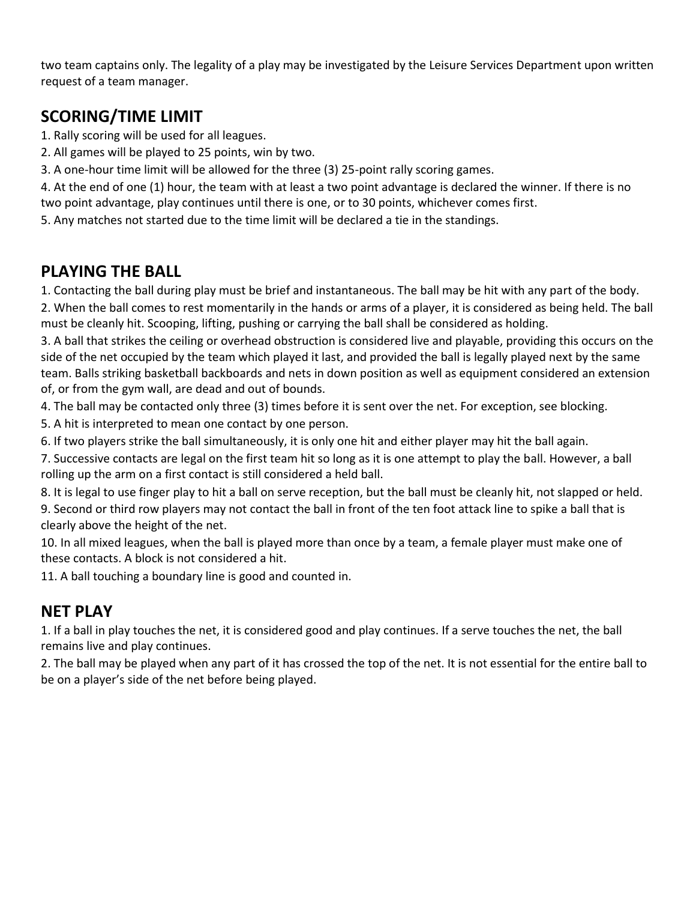two team captains only. The legality of a play may be investigated by the Leisure Services Department upon written request of a team manager.

## SCORING/TIME LIMIT

1. Rally scoring will be used for all leagues.
2. All games will be played to 25 points, win by two.
3. A one-hour time limit will be allowed for the three (3) 25-point rally scoring games.
4. At the end of one (1) hour, the team with at least a two point advantage is declared the winner. If there is no two point advantage, play continues until there is one, or to 30 points, whichever comes first.
5. Any matches not started due to the time limit will be declared a tie in the standings.

## PLAYING THE BALL

1. Contacting the ball during play must be brief and instantaneous. The ball may be hit with any part of the body.
2. When the ball comes to rest momentarily in the hands or arms of a player, it is considered as being held. The ball must be cleanly hit. Scooping, lifting, pushing or carrying the ball shall be considered as holding.
3. A ball that strikes the ceiling or overhead obstruction is considered live and playable, providing this occurs on the side of the net occupied by the team which played it last, and provided the ball is legally played next by the same team. Balls striking basketball backboards and nets in down position as well as equipment considered an extension of, or from the gym wall, are dead and out of bounds.
4. The ball may be contacted only three (3) times before it is sent over the net. For exception, see blocking.
5. A hit is interpreted to mean one contact by one person.
6. If two players strike the ball simultaneously, it is only one hit and either player may hit the ball again.
7. Successive contacts are legal on the first team hit so long as it is one attempt to play the ball. However, a ball rolling up the arm on a first contact is still considered a held ball.
8. It is legal to use finger play to hit a ball on serve reception, but the ball must be cleanly hit, not slapped or held.
9. Second or third row players may not contact the ball in front of the ten foot attack line to spike a ball that is clearly above the height of the net.
10. In all mixed leagues, when the ball is played more than once by a team, a female player must make one of these contacts. A block is not considered a hit.
11. A ball touching a boundary line is good and counted in.

## NET PLAY

1. If a ball in play touches the net, it is considered good and play continues. If a serve touches the net, the ball remains live and play continues.
2. The ball may be played when any part of it has crossed the top of the net. It is not essential for the entire ball to be on a player's side of the net before being played.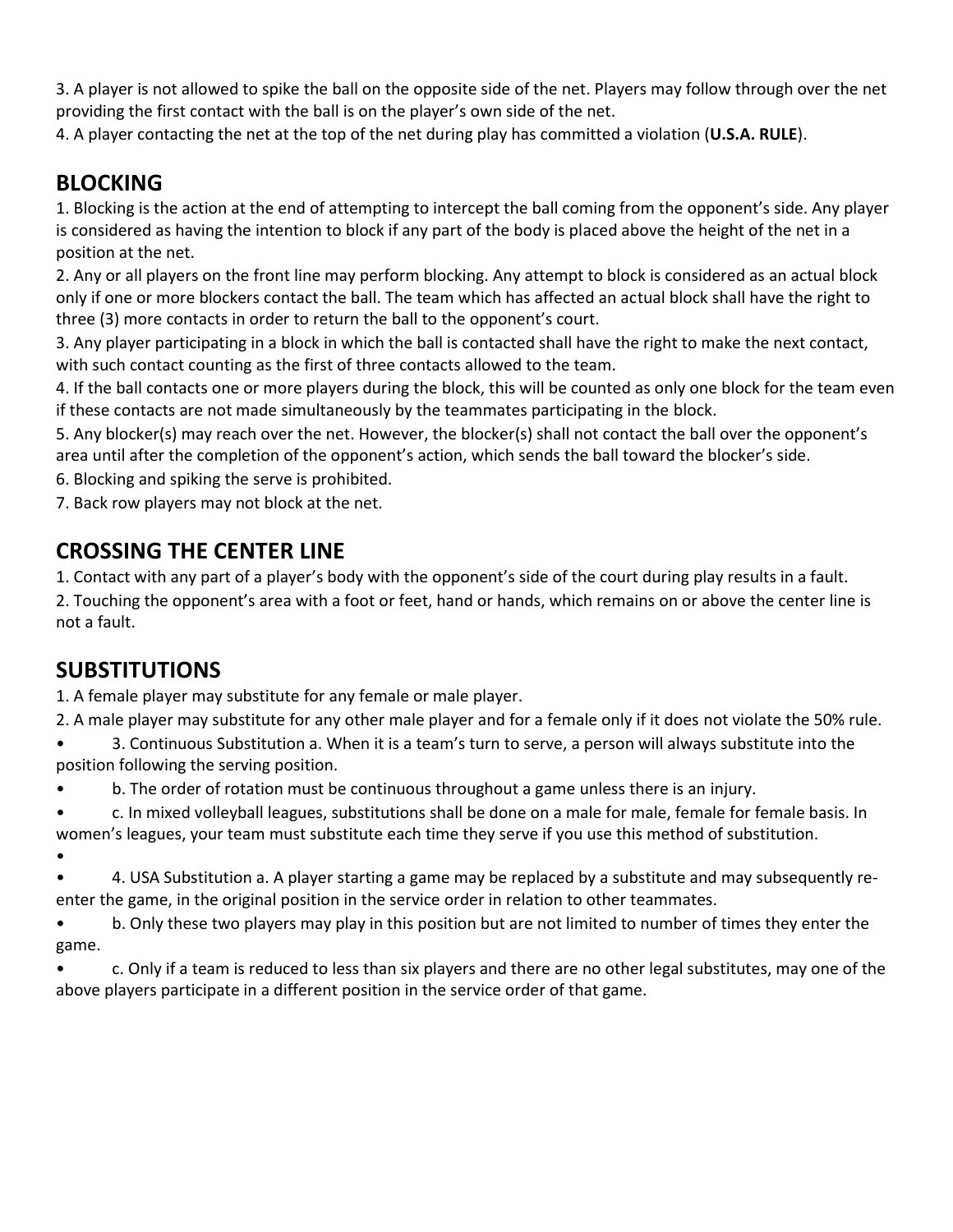3. A player is not allowed to spike the ball on the opposite side of the net. Players may follow through over the net providing the first contact with the ball is on the player's own side of the net.

4. A player contacting the net at the top of the net during play has committed a violation (**U.S.A. RULE**).

## BLOCKING

1. Blocking is the action at the end of attempting to intercept the ball coming from the opponent's side. Any player is considered as having the intention to block if any part of the body is placed above the height of the net in a position at the net.

2. Any or all players on the front line may perform blocking. Any attempt to block is considered as an actual block only if one or more blockers contact the ball. The team which has affected an actual block shall have the right to three (3) more contacts in order to return the ball to the opponent's court.

3. Any player participating in a block in which the ball is contacted shall have the right to make the next contact, with such contact counting as the first of three contacts allowed to the team.

4. If the ball contacts one or more players during the block, this will be counted as only one block for the team even if these contacts are not made simultaneously by the teammates participating in the block.

5. Any blocker(s) may reach over the net. However, the blocker(s) shall not contact the ball over the opponent's area until after the completion of the opponent's action, which sends the ball toward the blocker's side.

6. Blocking and spiking the serve is prohibited.

7. Back row players may not block at the net.

## CROSSING THE CENTER LINE

1. Contact with any part of a player's body with the opponent's side of the court during play results in a fault.

2. Touching the opponent's area with a foot or feet, hand or hands, which remains on or above the center line is not a fault.

## SUBSTITUTIONS

1. A female player may substitute for any female or male player.

2. A male player may substitute for any other male player and for a female only if it does not violate the 50% rule.

- 3. Continuous Substitution a. When it is a team's turn to serve, a person will always substitute into the position following the serving position.
- b. The order of rotation must be continuous throughout a game unless there is an injury.
- c. In mixed volleyball leagues, substitutions shall be done on a male for male, female for female basis. In women's leagues, your team must substitute each time they serve if you use this method of substitution.
- 4. USA Substitution a. A player starting a game may be replaced by a substitute and may subsequently re-enter the game, in the original position in the service order in relation to other teammates.
- b. Only these two players may play in this position but are not limited to number of times they enter the game.
- c. Only if a team is reduced to less than six players and there are no other legal substitutes, may one of the above players participate in a different position in the service order of that game.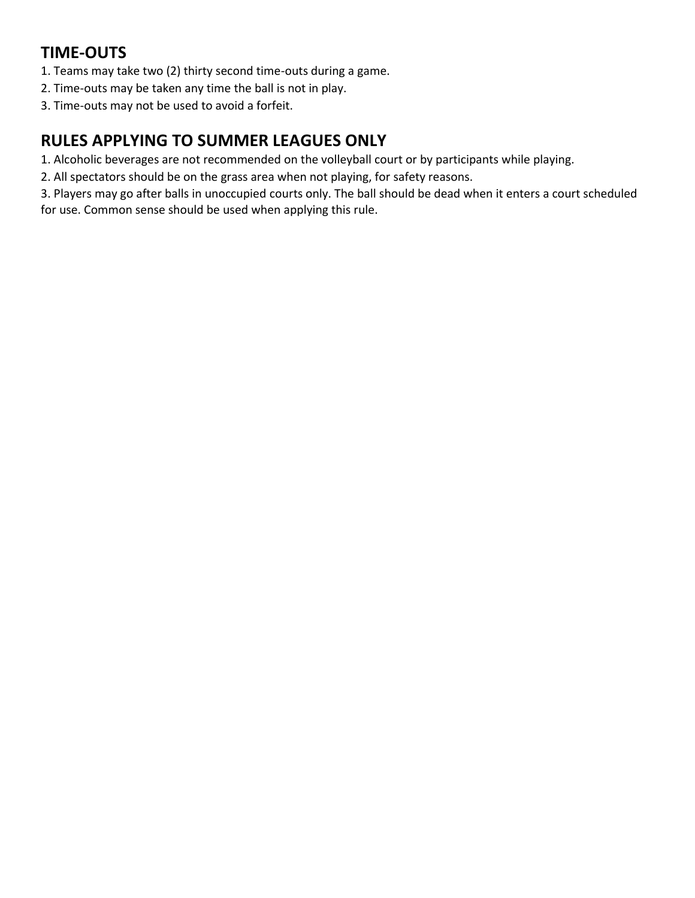## TIME-OUTS

1. Teams may take two (2) thirty second time-outs during a game.
2. Time-outs may be taken any time the ball is not in play.
3. Time-outs may not be used to avoid a forfeit.

## RULES APPLYING TO SUMMER LEAGUES ONLY

1. Alcoholic beverages are not recommended on the volleyball court or by participants while playing.
2. All spectators should be on the grass area when not playing, for safety reasons.
3. Players may go after balls in unoccupied courts only. The ball should be dead when it enters a court scheduled for use. Common sense should be used when applying this rule.